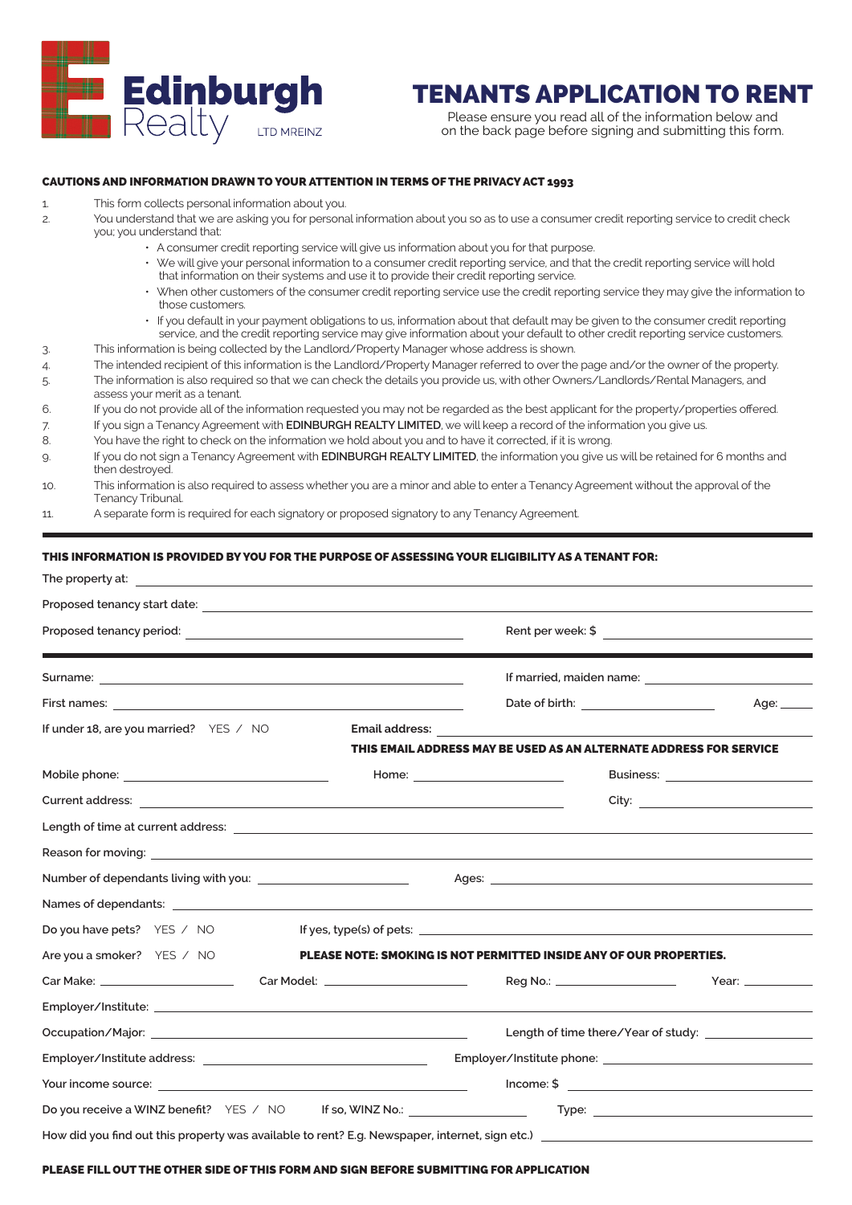Edinburgh Realty LTD MREINZ

# TENANTS APPLICATION TO RENT

Please ensure you read all of the information below and on the back page before signing and submitting this form.

## CAUTIONS AND INFORMATION DRAWN TO YOUR ATTENTION IN TERMS OF THE PRIVACY ACT 1993

1. This form collects personal information about you.
2. You understand that we are asking you for personal information about you so as to use a consumer credit reporting service to credit check you; you understand that:
   - A consumer credit reporting service will give us information about you for that purpose.
   - We will give your personal information to a consumer credit reporting service, and that the credit reporting service will hold that information on their systems and use it to provide their credit reporting service.
   - When other customers of the consumer credit reporting service use the credit reporting service they may give the information to those customers.
   - If you default in your payment obligations to us, information about that default may be given to the consumer credit reporting service, and the credit reporting service may give information about your default to other credit reporting service customers.
3. This information is being collected by the Landlord/Property Manager whose address is shown.
4. The intended recipient of this information is the Landlord/Property Manager referred to over the page and/or the owner of the property.
5. The information is also required so that we can check the details you provide us, with other Owners/Landlords/Rental Managers, and assess your merit as a tenant.
6. If you do not provide all of the information requested you may not be regarded as the best applicant for the property/properties offered.
7. If you sign a Tenancy Agreement with **EDINBURGH REALTY LIMITED**, we will keep a record of the information you give us.
8. You have the right to check on the information we hold about you and to have it corrected, if it is wrong.
9. If you do not sign a Tenancy Agreement with **EDINBURGH REALTY LIMITED**, the information you give us will be retained for 6 months and then destroyed.
10. This information is also required to assess whether you are a minor and able to enter a Tenancy Agreement without the approval of the Tenancy Tribunal.
11. A separate form is required for each signatory or proposed signatory to any Tenancy Agreement.

## THIS INFORMATION IS PROVIDED BY YOU FOR THE PURPOSE OF ASSESSING YOUR ELIGIBILITY AS A TENANT FOR:

The property at: ______________________________

Proposed tenancy start date: ______________________________

Proposed tenancy period: ______________________________ Rent per week: $ ______________

Surname: ______________________________ If married, maiden name: ______________

First names: ______________________________ Date of birth: ______________ Age: ______

If under 18, are you married? YES / NO Email address: ______________________________

**THIS EMAIL ADDRESS MAY BE USED AS AN ALTERNATE ADDRESS FOR SERVICE**

Mobile phone: ______________ Home: ______________ Business: ______________

Current address: ______________________________ City: ______________

Length of time at current address: ______________________________

Reason for moving: ______________________________

Number of dependants living with you: ______________ Ages: ______________

Names of dependants: ______________________________

Do you have pets? YES / NO If yes, type(s) of pets: ______________________________

Are you a smoker? YES / NO **PLEASE NOTE: SMOKING IS NOT PERMITTED INSIDE ANY OF OUR PROPERTIES.**

Car Make: ______________ Car Model: ______________ Reg No.: ______________ Year: ______

Employer/Institute: ______________________________

Occupation/Major: ______________________________ Length of time there/Year of study: ______________

Employer/Institute address: ______________________________ Employer/Institute phone: ______________

Your income source: ______________________________ Income: $ ______________

Do you receive a WINZ benefit? YES / NO If so, WINZ No.: ______________ Type: ______________

How did you find out this property was available to rent? E.g. Newspaper, internet, sign etc.) ______________________________

**PLEASE FILL OUT THE OTHER SIDE OF THIS FORM AND SIGN BEFORE SUBMITTING FOR APPLICATION**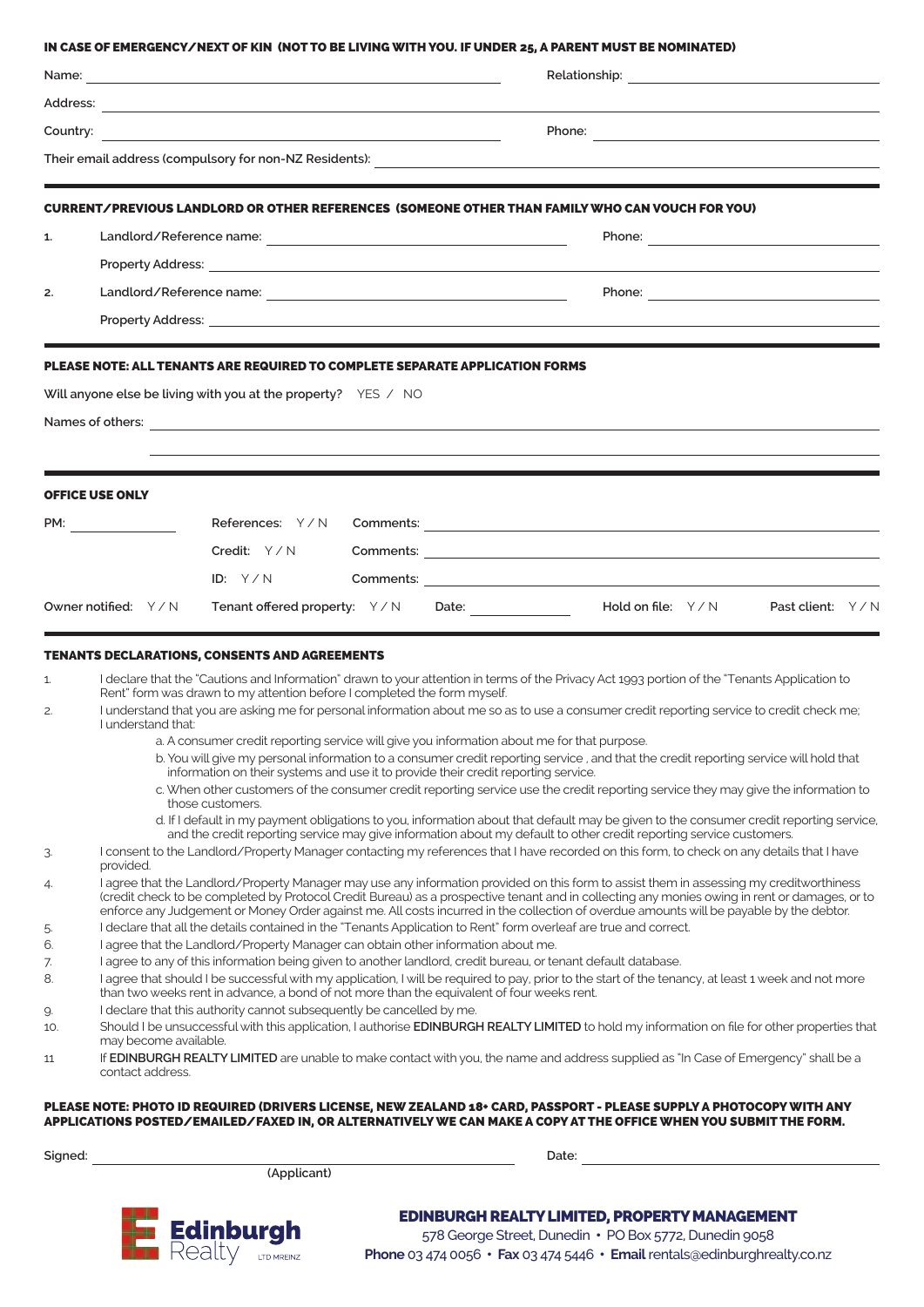## IN CASE OF EMERGENCY/NEXT OF KIN (NOT TO BE LIVING WITH YOU. IF UNDER 25, A PARENT MUST BE NOMINATED)

Name: ______________________ Relationship: ______________________

Address: ______________________

Country: ______________________ Phone: ______________________

Their email address (compulsory for non-NZ Residents): ______________________

## CURRENT/PREVIOUS LANDLORD OR OTHER REFERENCES (SOMEONE OTHER THAN FAMILY WHO CAN VOUCH FOR YOU)

1. Landlord/Reference name: ______________________ Phone: ______________________

   Property Address: ______________________

2. Landlord/Reference name: ______________________ Phone: ______________________

   Property Address: ______________________

## PLEASE NOTE: ALL TENANTS ARE REQUIRED TO COMPLETE SEPARATE APPLICATION FORMS

Will anyone else be living with you at the property? YES / NO

Names of others: ______________________

## OFFICE USE ONLY

PM: __________ References: Y / N Comments: ______________________

Credit: Y / N Comments: ______________________

ID: Y / N Comments: ______________________

Owner notified: Y / N Tenant offered property: Y / N Date: __________ Hold on file: Y / N Past client: Y / N

## TENANTS DECLARATIONS, CONSENTS AND AGREEMENTS

1. I declare that the "Cautions and Information" drawn to your attention in terms of the Privacy Act 1993 portion of the "Tenants Application to Rent" form was drawn to my attention before I completed the form myself.
2. I understand that you are asking me for personal information about me so as to use a consumer credit reporting service to credit check me; I understand that:
   a. A consumer credit reporting service will give you information about me for that purpose.
   b. You will give my personal information to a consumer credit reporting service , and that the credit reporting service will hold that information on their systems and use it to provide their credit reporting service.
   c. When other customers of the consumer credit reporting service use the credit reporting service they may give the information to those customers.
   d. If I default in my payment obligations to you, information about that default may be given to the consumer credit reporting service, and the credit reporting service may give information about my default to other credit reporting service customers.
3. I consent to the Landlord/Property Manager contacting my references that I have recorded on this form, to check on any details that I have provided.
4. I agree that the Landlord/Property Manager may use any information provided on this form to assist them in assessing my creditworthiness (credit check to be completed by Protocol Credit Bureau) as a prospective tenant and in collecting any monies owing in rent or damages, or to enforce any Judgement or Money Order against me. All costs incurred in the collection of overdue amounts will be payable by the debtor.
5. I declare that all the details contained in the "Tenants Application to Rent" form overleaf are true and correct.
6. I agree that the Landlord/Property Manager can obtain other information about me.
7. I agree to any of this information being given to another landlord, credit bureau, or tenant default database.
8. I agree that should I be successful with my application, I will be required to pay, prior to the start of the tenancy, at least 1 week and not more than two weeks rent in advance, a bond of not more than the equivalent of four weeks rent.
9. I declare that this authority cannot subsequently be cancelled by me.
10. Should I be unsuccessful with this application, I authorise **EDINBURGH REALTY LIMITED** to hold my information on file for other properties that may become available.
11. If **EDINBURGH REALTY LIMITED** are unable to make contact with you, the name and address supplied as "In Case of Emergency" shall be a contact address.

**PLEASE NOTE: PHOTO ID REQUIRED (DRIVERS LICENSE, NEW ZEALAND 18+ CARD, PASSPORT - PLEASE SUPPLY A PHOTOCOPY WITH ANY APPLICATIONS POSTED/EMAILED/FAXED IN, OR ALTERNATIVELY WE CAN MAKE A COPY AT THE OFFICE WHEN YOU SUBMIT THE FORM.**

Signed: ______________________ Date: ______________________
(Applicant)

Edinburgh Realty LTD MREINZ

**EDINBURGH REALTY LIMITED, PROPERTY MANAGEMENT**

578 George Street, Dunedin • PO Box 5772, Dunedin 9058

**Phone** 03 474 0056 • **Fax** 03 474 5446 • **Email** rentals@edinburghrealty.co.nz